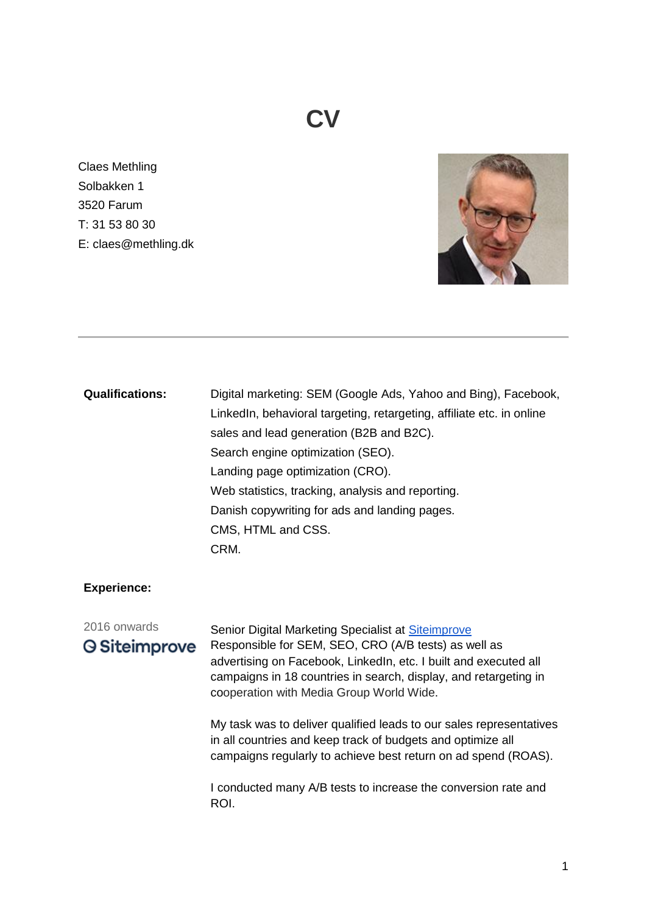# CV

Claes Methling
Solbakken 1
3520 Farum
T: 31 53 80 30
E: claes@methling.dk

---

**Qualifications:**

Digital marketing: SEM (Google Ads, Yahoo and Bing), Facebook, LinkedIn, behavioral targeting, retargeting, affiliate etc. in online sales and lead generation (B2B and B2C).
Search engine optimization (SEO).
Landing page optimization (CRO).
Web statistics, tracking, analysis and reporting.
Danish copywriting for ads and landing pages.
CMS, HTML and CSS.
CRM.

**Experience:**

2016 onwards
Siteimprove

Senior Digital Marketing Specialist at [Siteimprove]
Responsible for SEM, SEO, CRO (A/B tests) as well as advertising on Facebook, LinkedIn, etc. I built and executed all campaigns in 18 countries in search, display, and retargeting in cooperation with Media Group World Wide.

My task was to deliver qualified leads to our sales representatives in all countries and keep track of budgets and optimize all campaigns regularly to achieve best return on ad spend (ROAS).

I conducted many A/B tests to increase the conversion rate and ROI.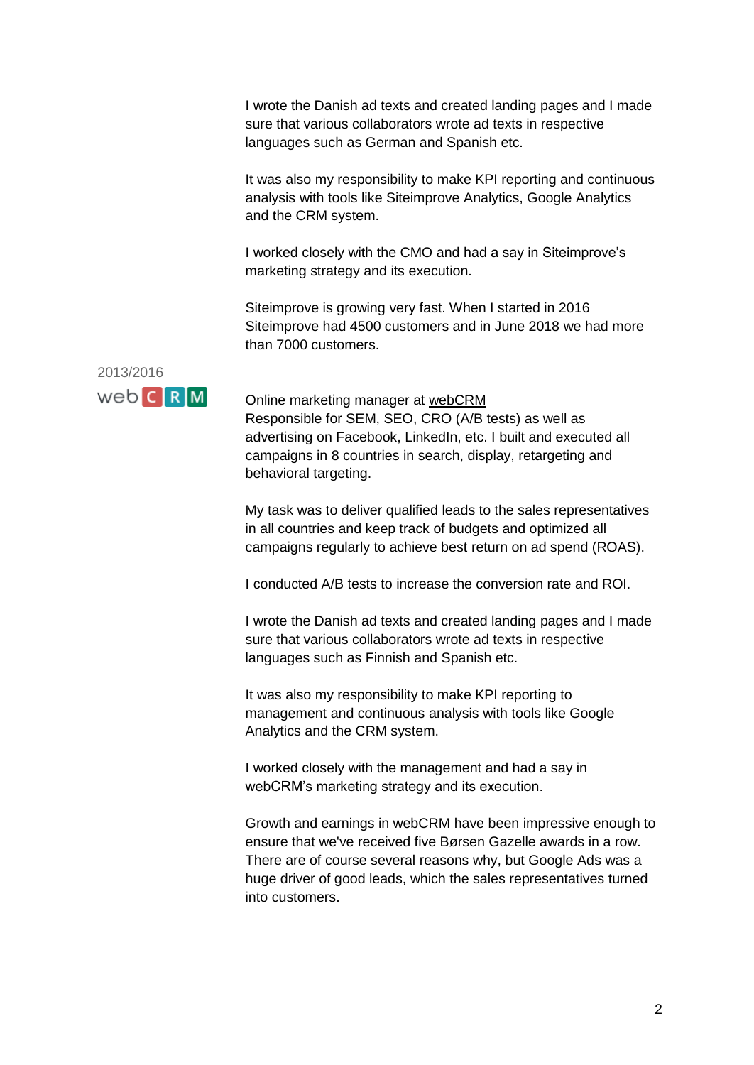I wrote the Danish ad texts and created landing pages and I made sure that various collaborators wrote ad texts in respective languages such as German and Spanish etc.

It was also my responsibility to make KPI reporting and continuous analysis with tools like Siteimprove Analytics, Google Analytics and the CRM system.

I worked closely with the CMO and had a say in Siteimprove's marketing strategy and its execution.

Siteimprove is growing very fast. When I started in 2016 Siteimprove had 4500 customers and in June 2018 we had more than 7000 customers.

2013/2016

webCRM

Online marketing manager at webCRM
Responsible for SEM, SEO, CRO (A/B tests) as well as advertising on Facebook, LinkedIn, etc. I built and executed all campaigns in 8 countries in search, display, retargeting and behavioral targeting.

My task was to deliver qualified leads to the sales representatives in all countries and keep track of budgets and optimized all campaigns regularly to achieve best return on ad spend (ROAS).

I conducted A/B tests to increase the conversion rate and ROI.

I wrote the Danish ad texts and created landing pages and I made sure that various collaborators wrote ad texts in respective languages such as Finnish and Spanish etc.

It was also my responsibility to make KPI reporting to management and continuous analysis with tools like Google Analytics and the CRM system.

I worked closely with the management and had a say in webCRM's marketing strategy and its execution.

Growth and earnings in webCRM have been impressive enough to ensure that we've received five Børsen Gazelle awards in a row. There are of course several reasons why, but Google Ads was a huge driver of good leads, which the sales representatives turned into customers.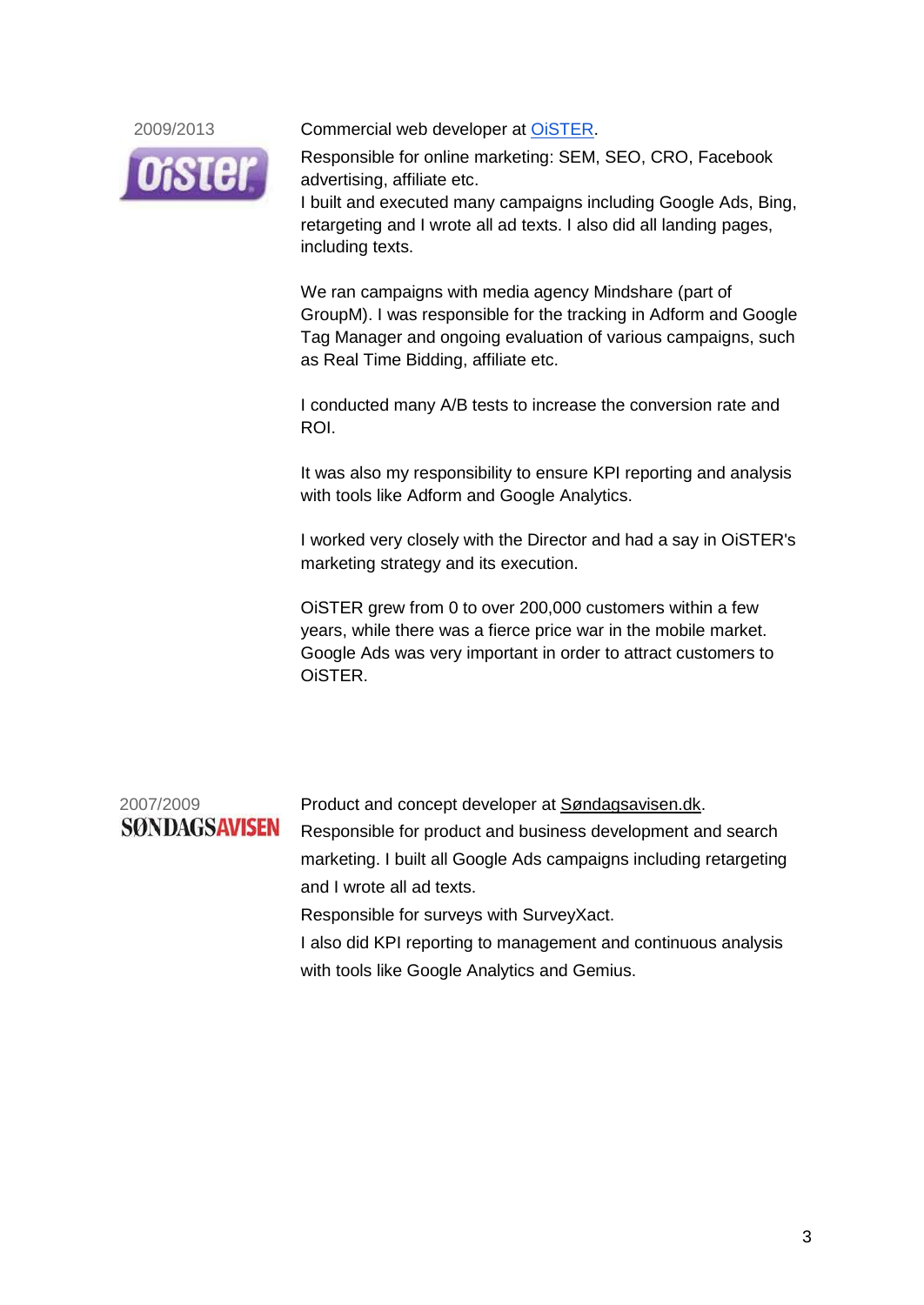2009/2013

OiSTER

Commercial web developer at [OiSTER](OiSTER).

Responsible for online marketing: SEM, SEO, CRO, Facebook advertising, affiliate etc.
I built and executed many campaigns including Google Ads, Bing, retargeting and I wrote all ad texts. I also did all landing pages, including texts.

We ran campaigns with media agency Mindshare (part of GroupM). I was responsible for the tracking in Adform and Google Tag Manager and ongoing evaluation of various campaigns, such as Real Time Bidding, affiliate etc.

I conducted many A/B tests to increase the conversion rate and ROI.

It was also my responsibility to ensure KPI reporting and analysis with tools like Adform and Google Analytics.

I worked very closely with the Director and had a say in OiSTER's marketing strategy and its execution.

OiSTER grew from 0 to over 200,000 customers within a few years, while there was a fierce price war in the mobile market. Google Ads was very important in order to attract customers to OiSTER.

2007/2009

SØNDAGSAVISEN

Product and concept developer at Søndagsavisen.dk.
Responsible for product and business development and search marketing. I built all Google Ads campaigns including retargeting and I wrote all ad texts.
Responsible for surveys with SurveyXact.
I also did KPI reporting to management and continuous analysis with tools like Google Analytics and Gemius.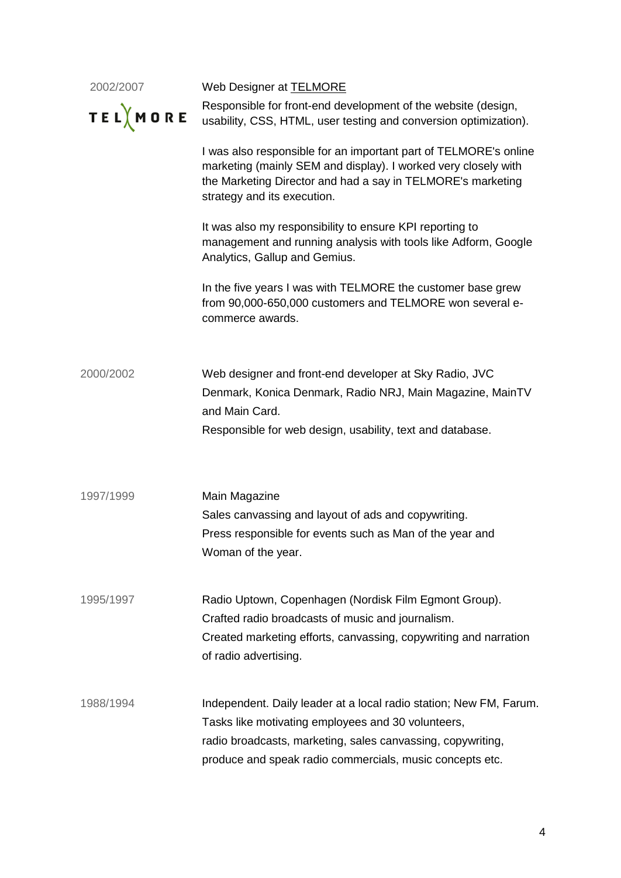2002/2007

**Web Designer at TELMORE**

TELMORE

Responsible for front-end development of the website (design, usability, CSS, HTML, user testing and conversion optimization).

I was also responsible for an important part of TELMORE's online marketing (mainly SEM and display). I worked very closely with the Marketing Director and had a say in TELMORE's marketing strategy and its execution.

It was also my responsibility to ensure KPI reporting to management and running analysis with tools like Adform, Google Analytics, Gallup and Gemius.

In the five years I was with TELMORE the customer base grew from 90,000-650,000 customers and TELMORE won several e-commerce awards.

2000/2002

Web designer and front-end developer at Sky Radio, JVC Denmark, Konica Denmark, Radio NRJ, Main Magazine, MainTV and Main Card.
Responsible for web design, usability, text and database.

1997/1999

Main Magazine
Sales canvassing and layout of ads and copywriting.
Press responsible for events such as Man of the year and Woman of the year.

1995/1997

Radio Uptown, Copenhagen (Nordisk Film Egmont Group).
Crafted radio broadcasts of music and journalism.
Created marketing efforts, canvassing, copywriting and narration of radio advertising.

1988/1994

Independent. Daily leader at a local radio station; New FM, Farum.
Tasks like motivating employees and 30 volunteers,
radio broadcasts, marketing, sales canvassing, copywriting,
produce and speak radio commercials, music concepts etc.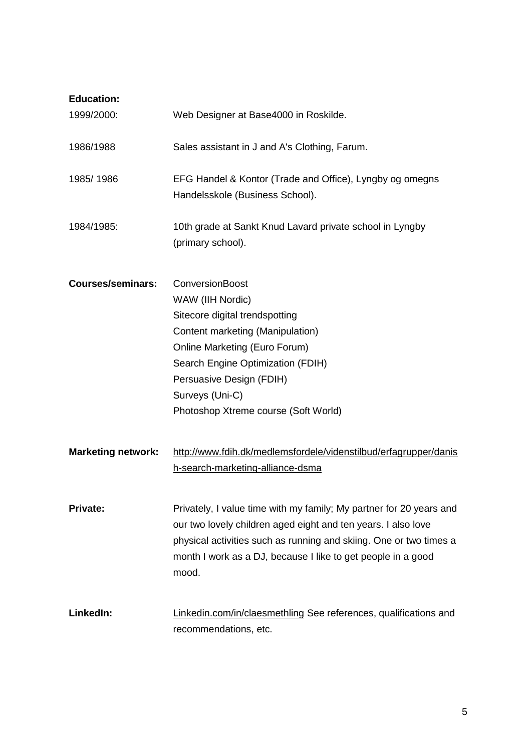**Education:**

| | |
|---|---|
| 1999/2000: | Web Designer at Base4000 in Roskilde. |
| 1986/1988 | Sales assistant in J and A's Clothing, Farum. |
| 1985/ 1986 | EFG Handel & Kontor (Trade and Office), Lyngby og omegns Handelsskole (Business School). |
| 1984/1985: | 10th grade at Sankt Knud Lavard private school in Lyngby (primary school). |

**Courses/seminars:**

ConversionBoost
WAW (IIH Nordic)
Sitecore digital trendspotting
Content marketing (Manipulation)
Online Marketing (Euro Forum)
Search Engine Optimization (FDIH)
Persuasive Design (FDIH)
Surveys (Uni-C)
Photoshop Xtreme course (Soft World)

**Marketing network:** http://www.fdih.dk/medlemsfordele/videnstilbud/erfagrupper/danish-search-marketing-alliance-dsma

**Private:** Privately, I value time with my family; My partner for 20 years and our two lovely children aged eight and ten years. I also love physical activities such as running and skiing. One or two times a month I work as a DJ, because I like to get people in a good mood.

**LinkedIn:** Linkedin.com/in/claesmethling See references, qualifications and recommendations, etc.